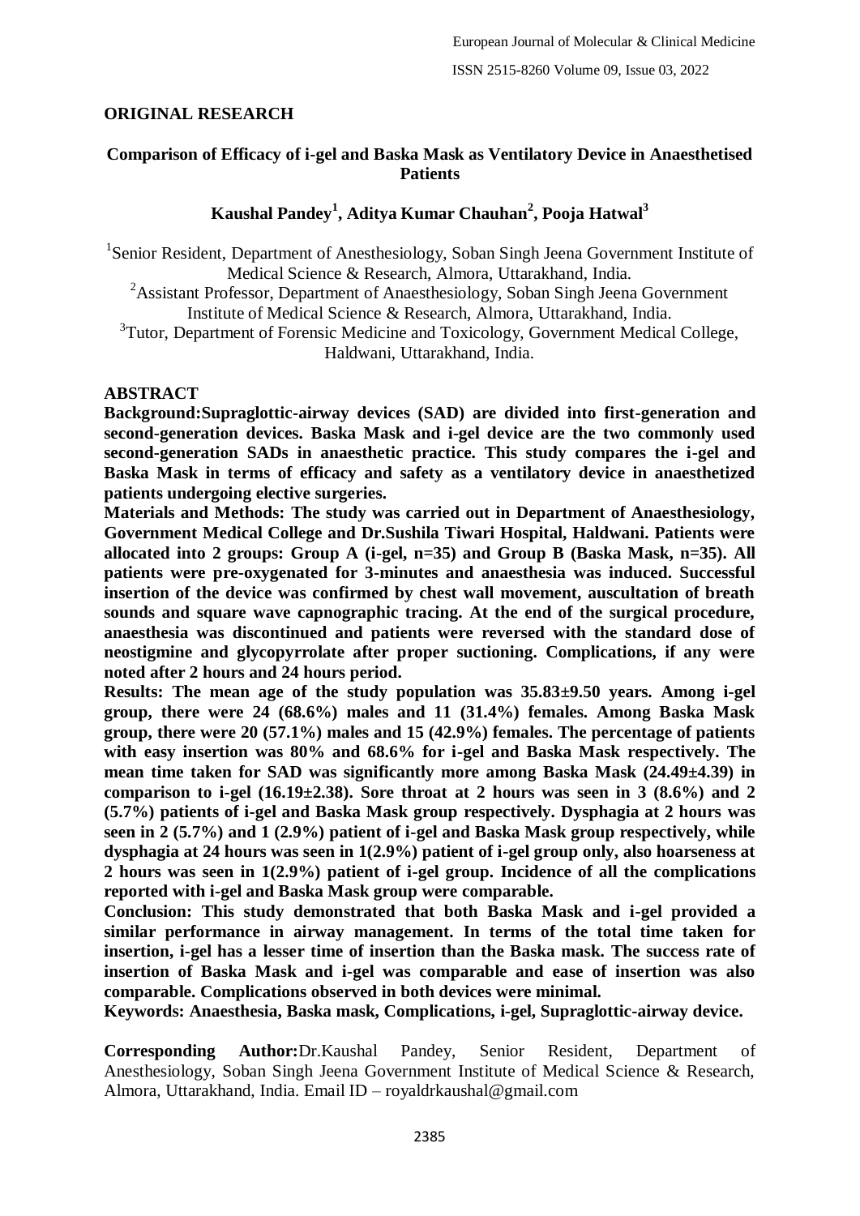**ORIGINAL RESEARCH**

# Comparison of Efficacy of i-gel and Baska Mask as Ventilatory Device in Anaesthetised Patients

**Kaushal Pandey[1], Aditya Kumar Chauhan[2], Pooja Hatwal[3]**

[1]Senior Resident, Department of Anesthesiology, Soban Singh Jeena Government Institute of Medical Science & Research, Almora, Uttarakhand, India.
[2]Assistant Professor, Department of Anaesthesiology, Soban Singh Jeena Government Institute of Medical Science & Research, Almora, Uttarakhand, India.
[3]Tutor, Department of Forensic Medicine and Toxicology, Government Medical College, Haldwani, Uttarakhand, India.

## ABSTRACT

**Background:Supraglottic-airway devices (SAD) are divided into first-generation and second-generation devices. Baska Mask and i-gel device are the two commonly used second-generation SADs in anaesthetic practice. This study compares the i-gel and Baska Mask in terms of efficacy and safety as a ventilatory device in anaesthetized patients undergoing elective surgeries.**

**Materials and Methods: The study was carried out in Department of Anaesthesiology, Government Medical College and Dr.Sushila Tiwari Hospital, Haldwani. Patients were allocated into 2 groups: Group A (i-gel, n=35) and Group B (Baska Mask, n=35). All patients were pre-oxygenated for 3-minutes and anaesthesia was induced. Successful insertion of the device was confirmed by chest wall movement, auscultation of breath sounds and square wave capnographic tracing. At the end of the surgical procedure, anaesthesia was discontinued and patients were reversed with the standard dose of neostigmine and glycopyrrolate after proper suctioning. Complications, if any were noted after 2 hours and 24 hours period.**

**Results: The mean age of the study population was 35.83±9.50 years. Among i-gel group, there were 24 (68.6%) males and 11 (31.4%) females. Among Baska Mask group, there were 20 (57.1%) males and 15 (42.9%) females. The percentage of patients with easy insertion was 80% and 68.6% for i-gel and Baska Mask respectively. The mean time taken for SAD was significantly more among Baska Mask (24.49±4.39) in comparison to i-gel (16.19±2.38). Sore throat at 2 hours was seen in 3 (8.6%) and 2 (5.7%) patients of i-gel and Baska Mask group respectively. Dysphagia at 2 hours was seen in 2 (5.7%) and 1 (2.9%) patient of i-gel and Baska Mask group respectively, while dysphagia at 24 hours was seen in 1(2.9%) patient of i-gel group only, also hoarseness at 2 hours was seen in 1(2.9%) patient of i-gel group. Incidence of all the complications reported with i-gel and Baska Mask group were comparable.**

**Conclusion: This study demonstrated that both Baska Mask and i-gel provided a similar performance in airway management. In terms of the total time taken for insertion, i-gel has a lesser time of insertion than the Baska mask. The success rate of insertion of Baska Mask and i-gel was comparable and ease of insertion was also comparable. Complications observed in both devices were minimal.**

**Keywords: Anaesthesia, Baska mask, Complications, i-gel, Supraglottic-airway device.**

**Corresponding Author:**Dr.Kaushal Pandey, Senior Resident, Department of Anesthesiology, Soban Singh Jeena Government Institute of Medical Science & Research, Almora, Uttarakhand, India. Email ID – royaldrkaushal@gmail.com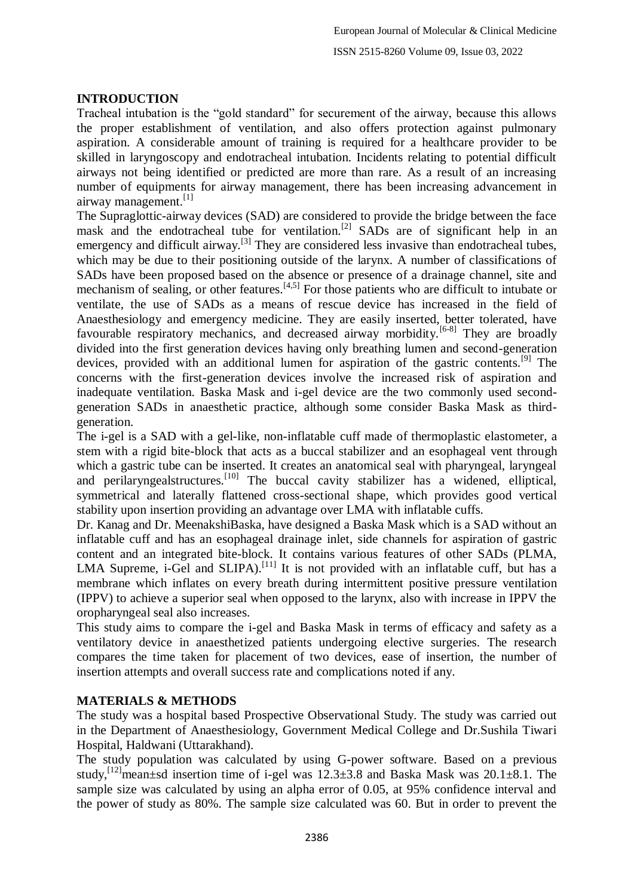## INTRODUCTION

Tracheal intubation is the "gold standard" for securement of the airway, because this allows the proper establishment of ventilation, and also offers protection against pulmonary aspiration. A considerable amount of training is required for a healthcare provider to be skilled in laryngoscopy and endotracheal intubation. Incidents relating to potential difficult airways not being identified or predicted are more than rare. As a result of an increasing number of equipments for airway management, there has been increasing advancement in airway management.[1]

The Supraglottic-airway devices (SAD) are considered to provide the bridge between the face mask and the endotracheal tube for ventilation.[2] SADs are of significant help in an emergency and difficult airway.[3] They are considered less invasive than endotracheal tubes, which may be due to their positioning outside of the larynx. A number of classifications of SADs have been proposed based on the absence or presence of a drainage channel, site and mechanism of sealing, or other features.[4,5] For those patients who are difficult to intubate or ventilate, the use of SADs as a means of rescue device has increased in the field of Anaesthesiology and emergency medicine. They are easily inserted, better tolerated, have favourable respiratory mechanics, and decreased airway morbidity.[6-8] They are broadly divided into the first generation devices having only breathing lumen and second-generation devices, provided with an additional lumen for aspiration of the gastric contents.[9] The concerns with the first-generation devices involve the increased risk of aspiration and inadequate ventilation. Baska Mask and i-gel device are the two commonly used second-generation SADs in anaesthetic practice, although some consider Baska Mask as third-generation.

The i-gel is a SAD with a gel-like, non-inflatable cuff made of thermoplastic elastometer, a stem with a rigid bite-block that acts as a buccal stabilizer and an esophageal vent through which a gastric tube can be inserted. It creates an anatomical seal with pharyngeal, laryngeal and perilaryngealstructures.[10] The buccal cavity stabilizer has a widened, elliptical, symmetrical and laterally flattened cross-sectional shape, which provides good vertical stability upon insertion providing an advantage over LMA with inflatable cuffs.

Dr. Kanag and Dr. MeenakshiBaska, have designed a Baska Mask which is a SAD without an inflatable cuff and has an esophageal drainage inlet, side channels for aspiration of gastric content and an integrated bite-block. It contains various features of other SADs (PLMA, LMA Supreme, i-Gel and SLIPA).[11] It is not provided with an inflatable cuff, but has a membrane which inflates on every breath during intermittent positive pressure ventilation (IPPV) to achieve a superior seal when opposed to the larynx, also with increase in IPPV the oropharyngeal seal also increases.

This study aims to compare the i-gel and Baska Mask in terms of efficacy and safety as a ventilatory device in anaesthetized patients undergoing elective surgeries. The research compares the time taken for placement of two devices, ease of insertion, the number of insertion attempts and overall success rate and complications noted if any.

## MATERIALS & METHODS

The study was a hospital based Prospective Observational Study. The study was carried out in the Department of Anaesthesiology, Government Medical College and Dr.Sushila Tiwari Hospital, Haldwani (Uttarakhand).

The study population was calculated by using G-power software. Based on a previous study,[12]mean±sd insertion time of i-gel was 12.3±3.8 and Baska Mask was 20.1±8.1. The sample size was calculated by using an alpha error of 0.05, at 95% confidence interval and the power of study as 80%. The sample size calculated was 60. But in order to prevent the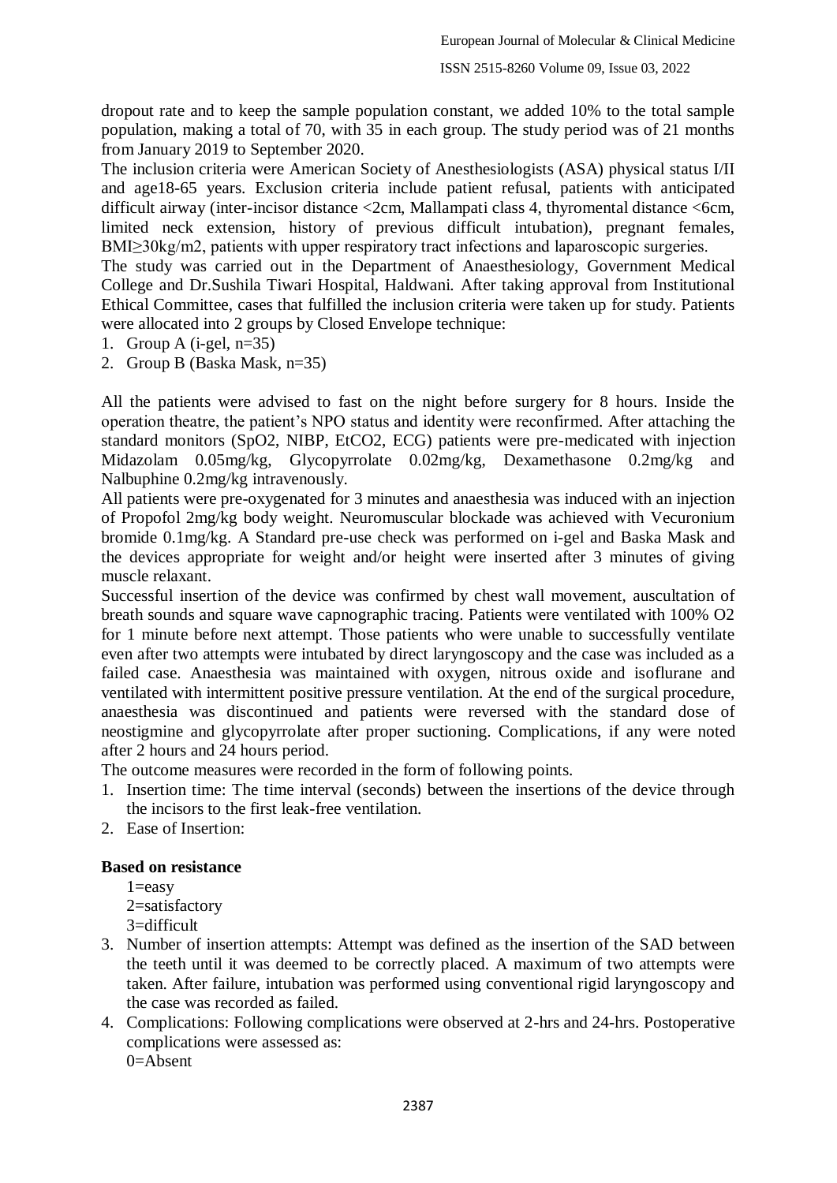dropout rate and to keep the sample population constant, we added 10% to the total sample population, making a total of 70, with 35 in each group. The study period was of 21 months from January 2019 to September 2020.

The inclusion criteria were American Society of Anesthesiologists (ASA) physical status I/II and age18-65 years. Exclusion criteria include patient refusal, patients with anticipated difficult airway (inter-incisor distance <2cm, Mallampati class 4, thyromental distance <6cm, limited neck extension, history of previous difficult intubation), pregnant females, BMI≥30kg/m2, patients with upper respiratory tract infections and laparoscopic surgeries.

The study was carried out in the Department of Anaesthesiology, Government Medical College and Dr.Sushila Tiwari Hospital, Haldwani. After taking approval from Institutional Ethical Committee, cases that fulfilled the inclusion criteria were taken up for study. Patients were allocated into 2 groups by Closed Envelope technique:

1. Group A (i-gel, n=35)
2. Group B (Baska Mask, n=35)

All the patients were advised to fast on the night before surgery for 8 hours. Inside the operation theatre, the patient's NPO status and identity were reconfirmed. After attaching the standard monitors (SpO2, NIBP, EtCO2, ECG) patients were pre-medicated with injection Midazolam 0.05mg/kg, Glycopyrrolate 0.02mg/kg, Dexamethasone 0.2mg/kg and Nalbuphine 0.2mg/kg intravenously.

All patients were pre-oxygenated for 3 minutes and anaesthesia was induced with an injection of Propofol 2mg/kg body weight. Neuromuscular blockade was achieved with Vecuronium bromide 0.1mg/kg. A Standard pre-use check was performed on i-gel and Baska Mask and the devices appropriate for weight and/or height were inserted after 3 minutes of giving muscle relaxant.

Successful insertion of the device was confirmed by chest wall movement, auscultation of breath sounds and square wave capnographic tracing. Patients were ventilated with 100% O2 for 1 minute before next attempt. Those patients who were unable to successfully ventilate even after two attempts were intubated by direct laryngoscopy and the case was included as a failed case. Anaesthesia was maintained with oxygen, nitrous oxide and isoflurane and ventilated with intermittent positive pressure ventilation. At the end of the surgical procedure, anaesthesia was discontinued and patients were reversed with the standard dose of neostigmine and glycopyrrolate after proper suctioning. Complications, if any were noted after 2 hours and 24 hours period.

The outcome measures were recorded in the form of following points.

1. Insertion time: The time interval (seconds) between the insertions of the device through the incisors to the first leak-free ventilation.
2. Ease of Insertion:

**Based on resistance**

1=easy
2=satisfactory
3=difficult

3. Number of insertion attempts: Attempt was defined as the insertion of the SAD between the teeth until it was deemed to be correctly placed. A maximum of two attempts were taken. After failure, intubation was performed using conventional rigid laryngoscopy and the case was recorded as failed.
4. Complications: Following complications were observed at 2-hrs and 24-hrs. Postoperative complications were assessed as:
   0=Absent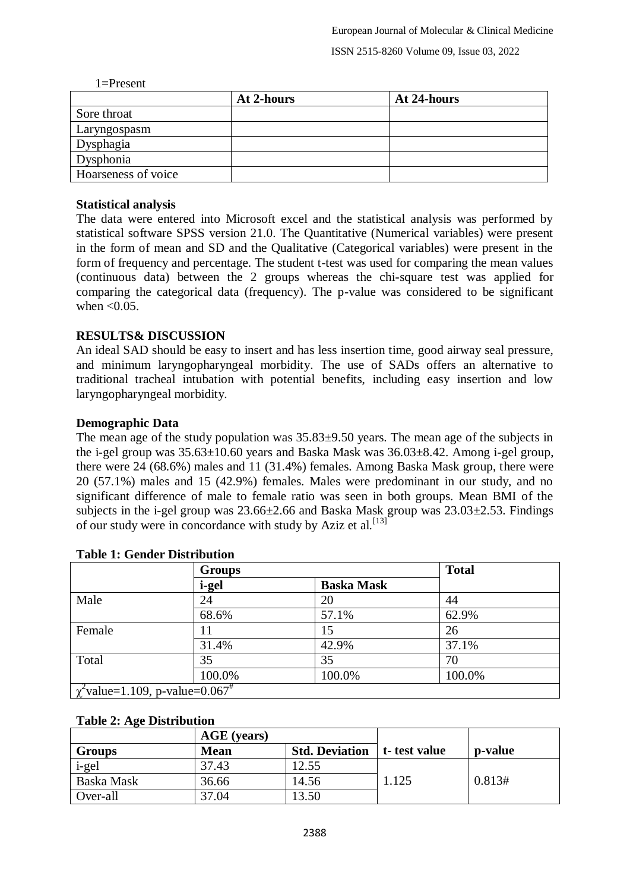1=Present

| | At 2-hours | At 24-hours |
|---|---|---|
| Sore throat | | |
| Laryngospasm | | |
| Dysphagia | | |
| Dysphonia | | |
| Hoarseness of voice | | |

**Statistical analysis**

The data were entered into Microsoft excel and the statistical analysis was performed by statistical software SPSS version 21.0. The Quantitative (Numerical variables) were present in the form of mean and SD and the Qualitative (Categorical variables) were present in the form of frequency and percentage. The student t-test was used for comparing the mean values (continuous data) between the 2 groups whereas the chi-square test was applied for comparing the categorical data (frequency). The p-value was considered to be significant when <0.05.

**RESULTS& DISCUSSION**

An ideal SAD should be easy to insert and has less insertion time, good airway seal pressure, and minimum laryngopharyngeal morbidity. The use of SADs offers an alternative to traditional tracheal intubation with potential benefits, including easy insertion and low laryngopharyngeal morbidity.

**Demographic Data**

The mean age of the study population was 35.83±9.50 years. The mean age of the subjects in the i-gel group was 35.63±10.60 years and Baska Mask was 36.03±8.42. Among i-gel group, there were 24 (68.6%) males and 11 (31.4%) females. Among Baska Mask group, there were 20 (57.1%) males and 15 (42.9%) females. Males were predominant in our study, and no significant difference of male to female ratio was seen in both groups. Mean BMI of the subjects in the i-gel group was 23.66±2.66 and Baska Mask group was 23.03±2.53. Findings of our study were in concordance with study by Aziz et al.[13]

**Table 1: Gender Distribution**

| | Groups | | Total |
|---|---|---|---|
| | i-gel | Baska Mask | |
| Male | 24 | 20 | 44 |
| | 68.6% | 57.1% | 62.9% |
| Female | 11 | 15 | 26 |
| | 31.4% | 42.9% | 37.1% |
| Total | 35 | 35 | 70 |
| | 100.0% | 100.0% | 100.0% |
| $\chi^2$value=1.109, p-value=0.067# | | | |

**Table 2: Age Distribution**

| | AGE (years) | | | |
|---|---|---|---|---|
| Groups | Mean | Std. Deviation | t- test value | p-value |
| i-gel | 37.43 | 12.55 | 1.125 | 0.813# |
| Baska Mask | 36.66 | 14.56 | | |
| Over-all | 37.04 | 13.50 | | |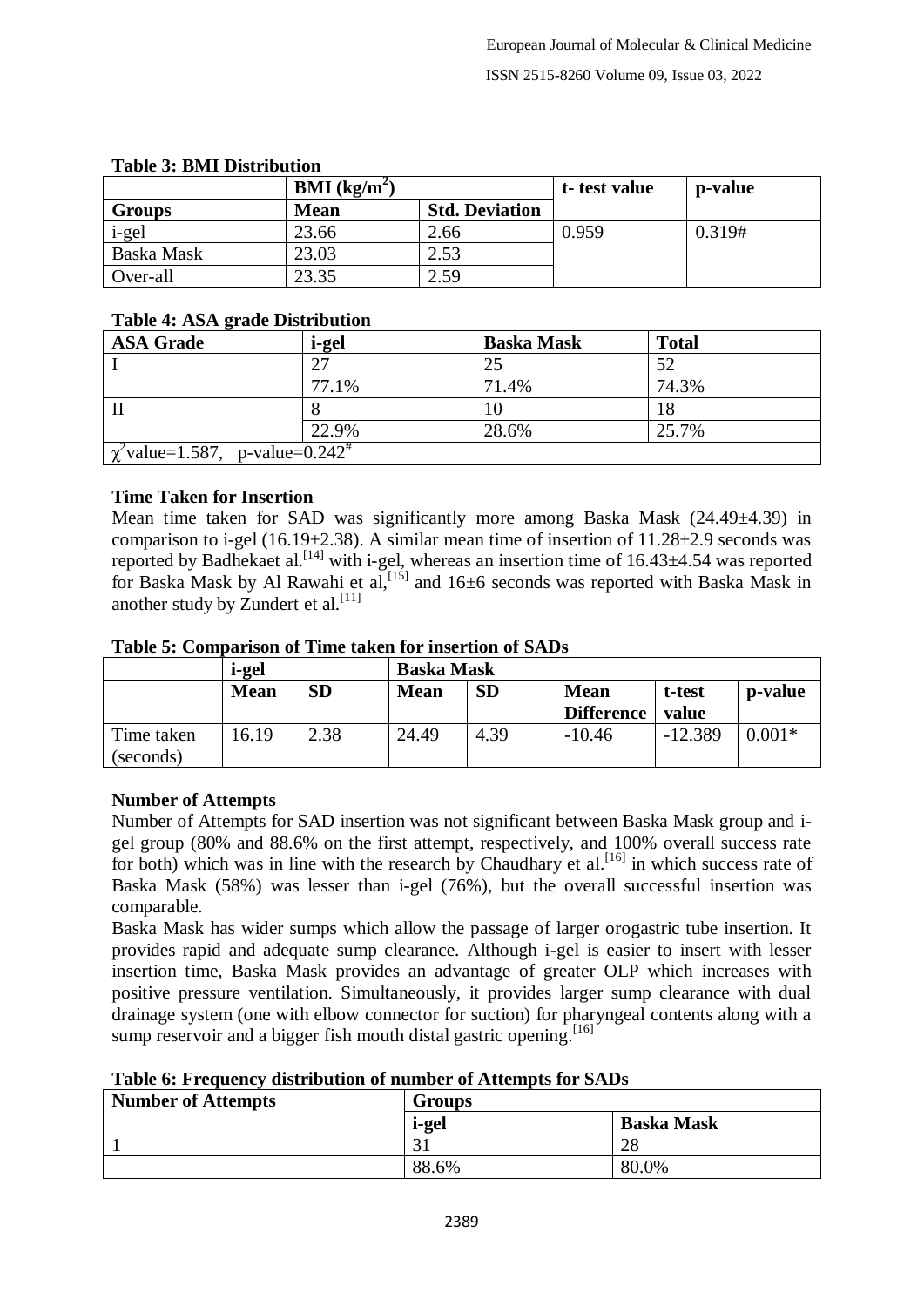**Table 3: BMI Distribution**

| | BMI (kg/m$^2$) | | t- test value | p-value |
|---|---|---|---|---|
| Groups | Mean | Std. Deviation | | |
| i-gel | 23.66 | 2.66 | 0.959 | 0.319# |
| Baska Mask | 23.03 | 2.53 | | |
| Over-all | 23.35 | 2.59 | | |

**Table 4: ASA grade Distribution**

| ASA Grade | i-gel | Baska Mask | Total |
|---|---|---|---|
| I | 27 | 25 | 52 |
| | 77.1% | 71.4% | 74.3% |
| II | 8 | 10 | 18 |
| | 22.9% | 28.6% | 25.7% |
| $\chi^2$value=1.587, p-value=0.242# | | | |

**Time Taken for Insertion**

Mean time taken for SAD was significantly more among Baska Mask (24.49±4.39) in comparison to i-gel (16.19±2.38). A similar mean time of insertion of 11.28±2.9 seconds was reported by Badhekaet al.[14] with i-gel, whereas an insertion time of 16.43±4.54 was reported for Baska Mask by Al Rawahi et al,[15] and 16±6 seconds was reported with Baska Mask in another study by Zundert et al.[11]

**Table 5: Comparison of Time taken for insertion of SADs**

| | i-gel | | Baska Mask | | | | |
|---|---|---|---|---|---|---|---|
| | Mean | SD | Mean | SD | Mean Difference | t-test value | p-value |
| Time taken (seconds) | 16.19 | 2.38 | 24.49 | 4.39 | -10.46 | -12.389 | 0.001* |

**Number of Attempts**

Number of Attempts for SAD insertion was not significant between Baska Mask group and i-gel group (80% and 88.6% on the first attempt, respectively, and 100% overall success rate for both) which was in line with the research by Chaudhary et al.[16] in which success rate of Baska Mask (58%) was lesser than i-gel (76%), but the overall successful insertion was comparable.

Baska Mask has wider sumps which allow the passage of larger orogastric tube insertion. It provides rapid and adequate sump clearance. Although i-gel is easier to insert with lesser insertion time, Baska Mask provides an advantage of greater OLP which increases with positive pressure ventilation. Simultaneously, it provides larger sump clearance with dual drainage system (one with elbow connector for suction) for pharyngeal contents along with a sump reservoir and a bigger fish mouth distal gastric opening.[16]

**Table 6: Frequency distribution of number of Attempts for SADs**

| Number of Attempts | Groups | |
|---|---|---|
| | i-gel | Baska Mask |
| 1 | 31 | 28 |
| | 88.6% | 80.0% |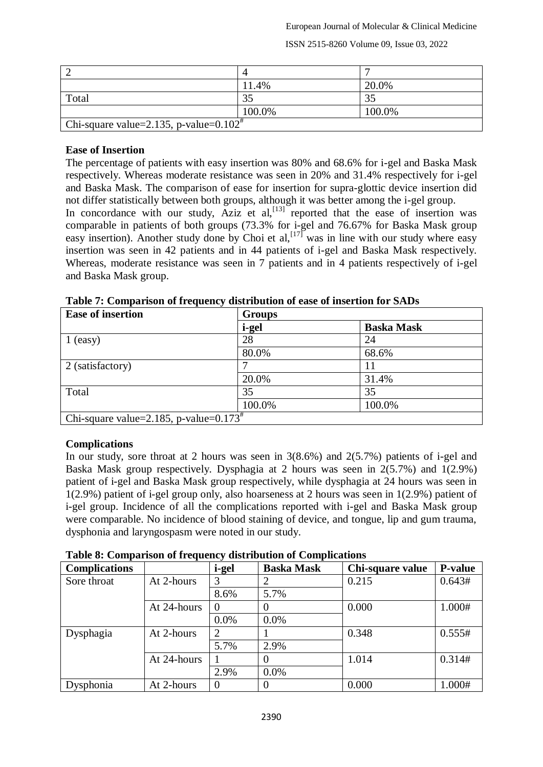| 2 | 4 | 7 |
|---|---|---|
| | 11.4% | 20.0% |
| Total | 35 | 35 |
| | 100.0% | 100.0% |
| Chi-square value=2.135, p-value=0.102# | | |

**Ease of Insertion**

The percentage of patients with easy insertion was 80% and 68.6% for i-gel and Baska Mask respectively. Whereas moderate resistance was seen in 20% and 31.4% respectively for i-gel and Baska Mask. The comparison of ease for insertion for supra-glottic device insertion did not differ statistically between both groups, although it was better among the i-gel group.

In concordance with our study, Aziz et al,[13] reported that the ease of insertion was comparable in patients of both groups (73.3% for i-gel and 76.67% for Baska Mask group easy insertion). Another study done by Choi et al,[17] was in line with our study where easy insertion was seen in 42 patients and in 44 patients of i-gel and Baska Mask respectively. Whereas, moderate resistance was seen in 7 patients and in 4 patients respectively of i-gel and Baska Mask group.

**Table 7: Comparison of frequency distribution of ease of insertion for SADs**

| Ease of insertion | Groups | |
|---|---|---|
| | i-gel | Baska Mask |
| 1 (easy) | 28 | 24 |
| | 80.0% | 68.6% |
| 2 (satisfactory) | 7 | 11 |
| | 20.0% | 31.4% |
| Total | 35 | 35 |
| | 100.0% | 100.0% |
| Chi-square value=2.185, p-value=0.173# | | |

**Complications**

In our study, sore throat at 2 hours was seen in 3(8.6%) and 2(5.7%) patients of i-gel and Baska Mask group respectively. Dysphagia at 2 hours was seen in 2(5.7%) and 1(2.9%) patient of i-gel and Baska Mask group respectively, while dysphagia at 24 hours was seen in 1(2.9%) patient of i-gel group only, also hoarseness at 2 hours was seen in 1(2.9%) patient of i-gel group. Incidence of all the complications reported with i-gel and Baska Mask group were comparable. No incidence of blood staining of device, and tongue, lip and gum trauma, dysphonia and laryngospasm were noted in our study.

**Table 8: Comparison of frequency distribution of Complications**

| Complications | | i-gel | Baska Mask | Chi-square value | P-value |
|---|---|---|---|---|---|
| Sore throat | At 2-hours | 3 | 2 | 0.215 | 0.643# |
| | | 8.6% | 5.7% | | |
| | At 24-hours | 0 | 0 | 0.000 | 1.000# |
| | | 0.0% | 0.0% | | |
| Dysphagia | At 2-hours | 2 | 1 | 0.348 | 0.555# |
| | | 5.7% | 2.9% | | |
| | At 24-hours | 1 | 0 | 1.014 | 0.314# |
| | | 2.9% | 0.0% | | |
| Dysphonia | At 2-hours | 0 | 0 | 0.000 | 1.000# |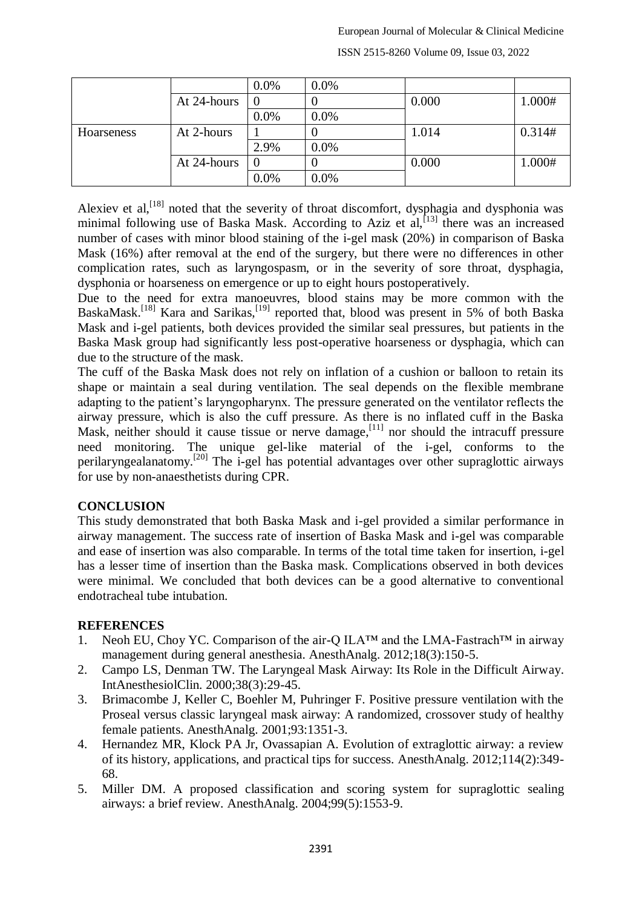|  |  |  |  |  |  |
|---|---|---|---|---|---|
|  |  | 0.0% | 0.0% |  |  |
|  | At 24-hours | 0 | 0 | 0.000 | 1.000# |
|  |  | 0.0% | 0.0% |  |  |
| Hoarseness | At 2-hours | 1 | 0 | 1.014 | 0.314# |
|  |  | 2.9% | 0.0% |  |  |
|  | At 24-hours | 0 | 0 | 0.000 | 1.000# |
|  |  | 0.0% | 0.0% |  |  |

Alexiev et al,[18] noted that the severity of throat discomfort, dysphagia and dysphonia was minimal following use of Baska Mask. According to Aziz et al,[13] there was an increased number of cases with minor blood staining of the i-gel mask (20%) in comparison of Baska Mask (16%) after removal at the end of the surgery, but there were no differences in other complication rates, such as laryngospasm, or in the severity of sore throat, dysphagia, dysphonia or hoarseness on emergence or up to eight hours postoperatively.

Due to the need for extra manoeuvres, blood stains may be more common with the BaskaMask.[18] Kara and Sarikas,[19] reported that, blood was present in 5% of both Baska Mask and i-gel patients, both devices provided the similar seal pressures, but patients in the Baska Mask group had significantly less post-operative hoarseness or dysphagia, which can due to the structure of the mask.

The cuff of the Baska Mask does not rely on inflation of a cushion or balloon to retain its shape or maintain a seal during ventilation. The seal depends on the flexible membrane adapting to the patient's laryngopharynx. The pressure generated on the ventilator reflects the airway pressure, which is also the cuff pressure. As there is no inflated cuff in the Baska Mask, neither should it cause tissue or nerve damage,[11] nor should the intracuff pressure need monitoring. The unique gel-like material of the i-gel, conforms to the perilaryngealanatomy.[20] The i-gel has potential advantages over other supraglottic airways for use by non-anaesthetists during CPR.

## CONCLUSION

This study demonstrated that both Baska Mask and i-gel provided a similar performance in airway management. The success rate of insertion of Baska Mask and i-gel was comparable and ease of insertion was also comparable. In terms of the total time taken for insertion, i-gel has a lesser time of insertion than the Baska mask. Complications observed in both devices were minimal. We concluded that both devices can be a good alternative to conventional endotracheal tube intubation.

## REFERENCES

1. Neoh EU, Choy YC. Comparison of the air-Q ILA™ and the LMA-Fastrach™ in airway management during general anesthesia. AnesthAnalg. 2012;18(3):150-5.
2. Campo LS, Denman TW. The Laryngeal Mask Airway: Its Role in the Difficult Airway. IntAnesthesiolClin. 2000;38(3):29-45.
3. Brimacombe J, Keller C, Boehler M, Puhringer F. Positive pressure ventilation with the Proseal versus classic laryngeal mask airway: A randomized, crossover study of healthy female patients. AnesthAnalg. 2001;93:1351-3.
4. Hernandez MR, Klock PA Jr, Ovassapian A. Evolution of extraglottic airway: a review of its history, applications, and practical tips for success. AnesthAnalg. 2012;114(2):349-68.
5. Miller DM. A proposed classification and scoring system for supraglottic sealing airways: a brief review. AnesthAnalg. 2004;99(5):1553-9.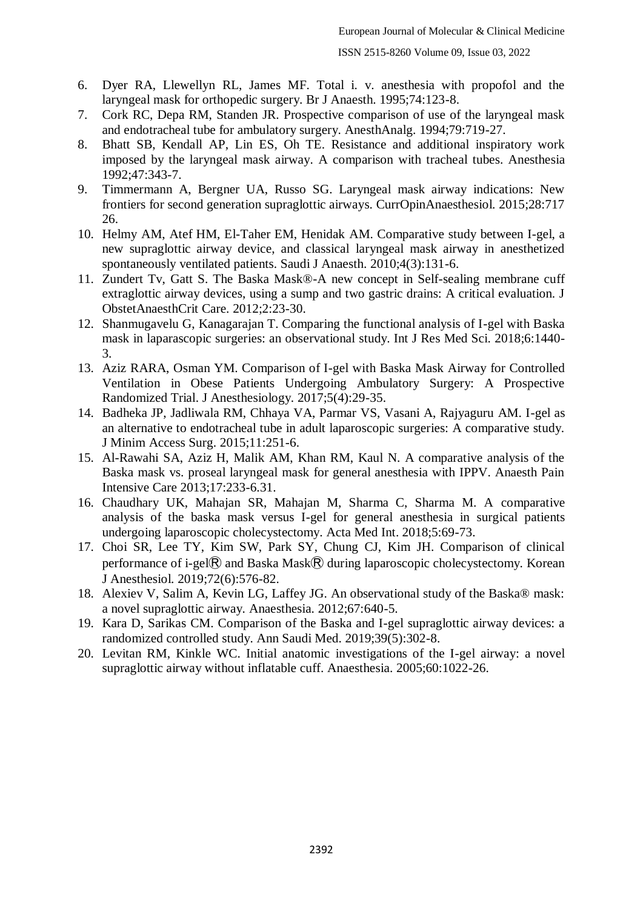6. Dyer RA, Llewellyn RL, James MF. Total i. v. anesthesia with propofol and the laryngeal mask for orthopedic surgery. Br J Anaesth. 1995;74:123-8.
7. Cork RC, Depa RM, Standen JR. Prospective comparison of use of the laryngeal mask and endotracheal tube for ambulatory surgery. AnesthAnalg. 1994;79:719-27.
8. Bhatt SB, Kendall AP, Lin ES, Oh TE. Resistance and additional inspiratory work imposed by the laryngeal mask airway. A comparison with tracheal tubes. Anesthesia 1992;47:343-7.
9. Timmermann A, Bergner UA, Russo SG. Laryngeal mask airway indications: New frontiers for second generation supraglottic airways. CurrOpinAnaesthesiol. 2015;28:717 26.
10. Helmy AM, Atef HM, El-Taher EM, Henidak AM. Comparative study between I-gel, a new supraglottic airway device, and classical laryngeal mask airway in anesthetized spontaneously ventilated patients. Saudi J Anaesth. 2010;4(3):131-6.
11. Zundert Tv, Gatt S. The Baska Mask®-A new concept in Self-sealing membrane cuff extraglottic airway devices, using a sump and two gastric drains: A critical evaluation. J ObstetAnaesthCrit Care. 2012;2:23-30.
12. Shanmugavelu G, Kanagarajan T. Comparing the functional analysis of I-gel with Baska mask in laparascopic surgeries: an observational study. Int J Res Med Sci. 2018;6:1440-3.
13. Aziz RARA, Osman YM. Comparison of I-gel with Baska Mask Airway for Controlled Ventilation in Obese Patients Undergoing Ambulatory Surgery: A Prospective Randomized Trial. J Anesthesiology. 2017;5(4):29-35.
14. Badheka JP, Jadliwala RM, Chhaya VA, Parmar VS, Vasani A, Rajyaguru AM. I-gel as an alternative to endotracheal tube in adult laparoscopic surgeries: A comparative study. J Minim Access Surg. 2015;11:251-6.
15. Al-Rawahi SA, Aziz H, Malik AM, Khan RM, Kaul N. A comparative analysis of the Baska mask vs. proseal laryngeal mask for general anesthesia with IPPV. Anaesth Pain Intensive Care 2013;17:233-6.31.
16. Chaudhary UK, Mahajan SR, Mahajan M, Sharma C, Sharma M. A comparative analysis of the baska mask versus I-gel for general anesthesia in surgical patients undergoing laparoscopic cholecystectomy. Acta Med Int. 2018;5:69-73.
17. Choi SR, Lee TY, Kim SW, Park SY, Chung CJ, Kim JH. Comparison of clinical performance of i-gel® and Baska Mask® during laparoscopic cholecystectomy. Korean J Anesthesiol. 2019;72(6):576-82.
18. Alexiev V, Salim A, Kevin LG, Laffey JG. An observational study of the Baska® mask: a novel supraglottic airway. Anaesthesia. 2012;67:640-5.
19. Kara D, Sarikas CM. Comparison of the Baska and I-gel supraglottic airway devices: a randomized controlled study. Ann Saudi Med. 2019;39(5):302-8.
20. Levitan RM, Kinkle WC. Initial anatomic investigations of the I-gel airway: a novel supraglottic airway without inflatable cuff. Anaesthesia. 2005;60:1022-26.